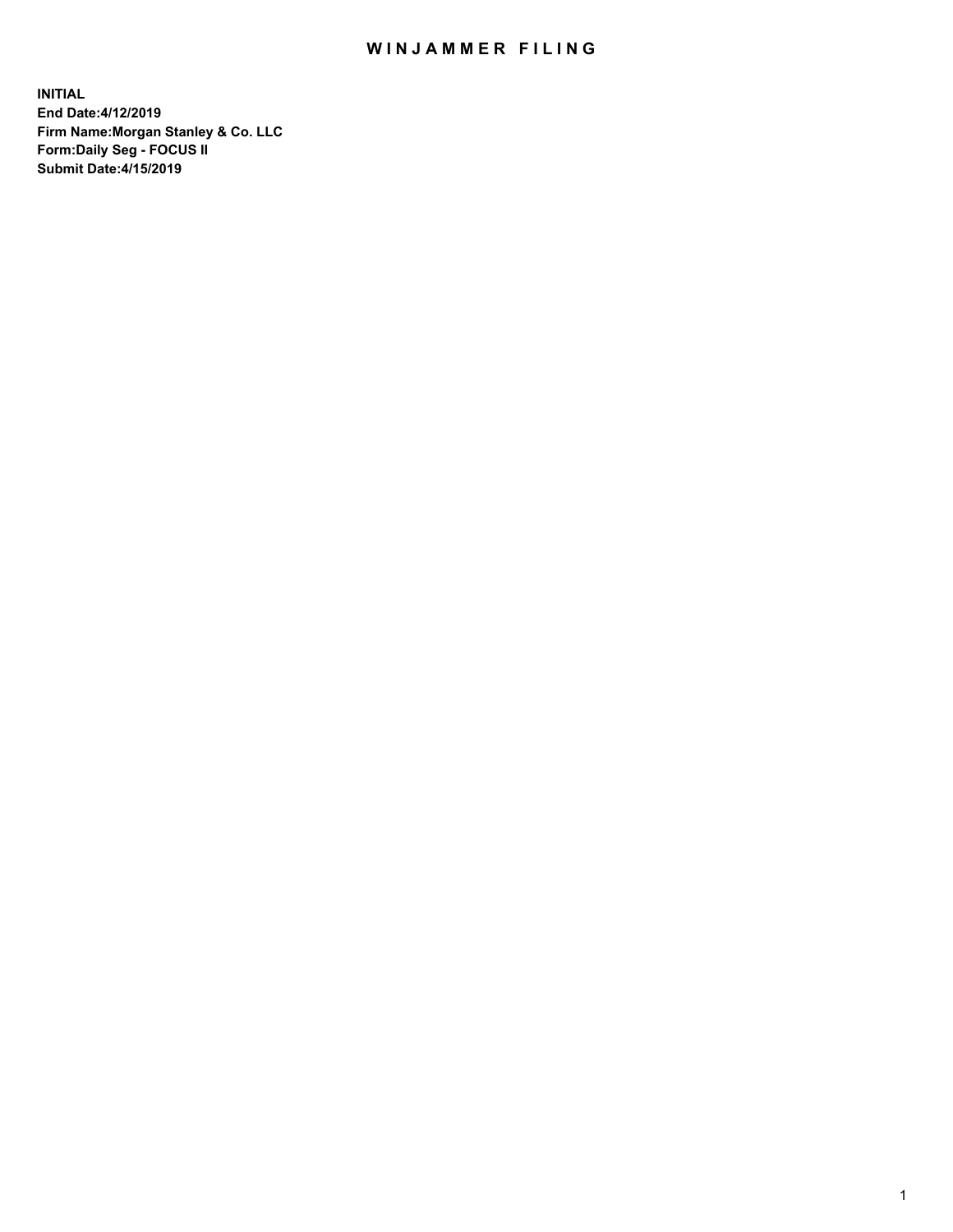# WINJAMMER FILING

**INITIAL**
**End Date:4/12/2019**
**Firm Name:Morgan Stanley & Co. LLC**
**Form:Daily Seg - FOCUS II**
**Submit Date:4/15/2019**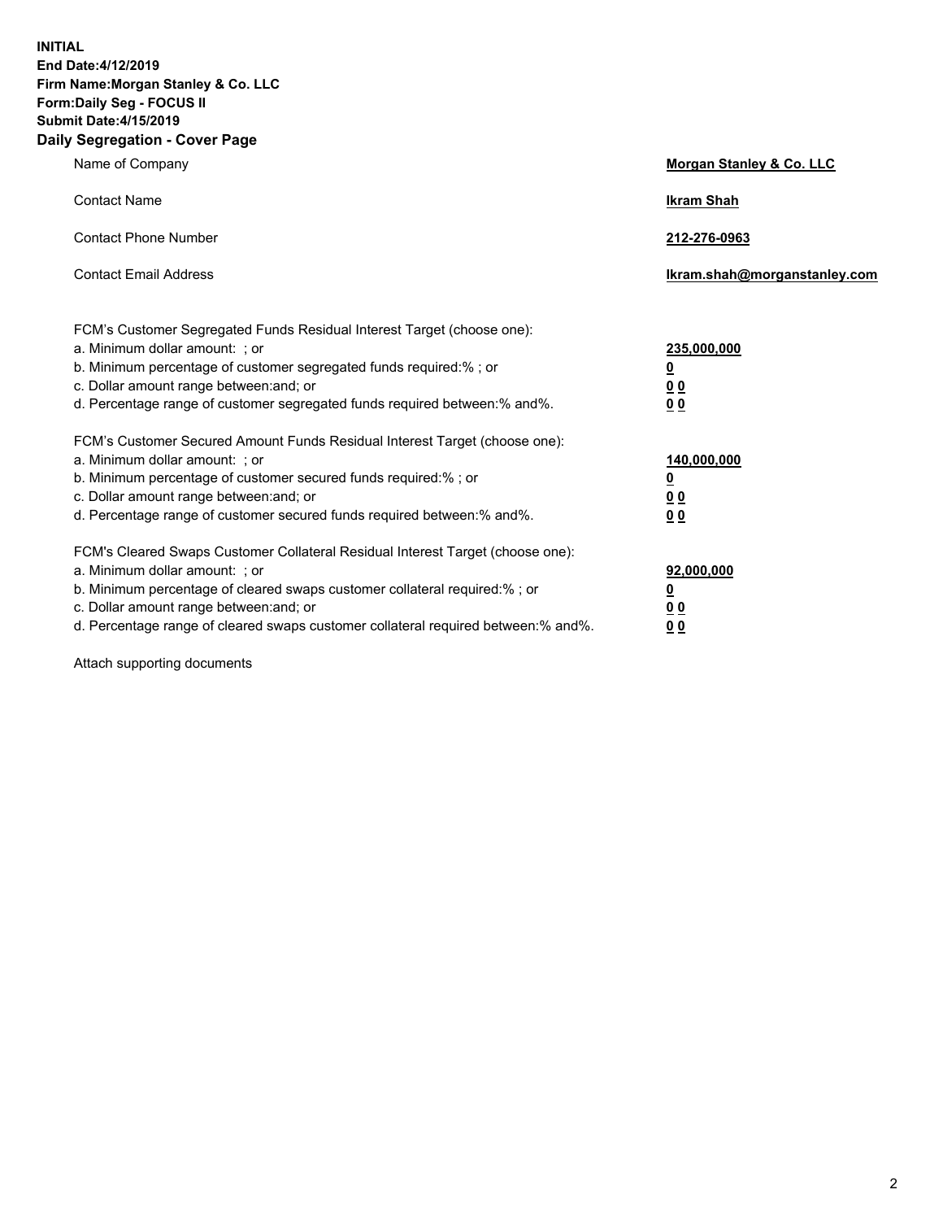**INITIAL**
**End Date:4/12/2019**
**Firm Name:Morgan Stanley & Co. LLC**
**Form:Daily Seg - FOCUS II**
**Submit Date:4/15/2019**
**Daily Segregation - Cover Page**

| | |
|---|---|
| Name of Company | **Morgan Stanley & Co. LLC** |
| Contact Name | **Ikram Shah** |
| Contact Phone Number | **212-276-0963** |
| Contact Email Address | **Ikram.shah@morganstanley.com** |

| | |
|---|---|
| FCM's Customer Segregated Funds Residual Interest Target (choose one): | |
| a. Minimum dollar amount: ; or | **235,000,000** |
| b. Minimum percentage of customer segregated funds required:% ; or | **0** |
| c. Dollar amount range between:and; or | **0 0** |
| d. Percentage range of customer segregated funds required between:% and%. | **0 0** |
| FCM's Customer Secured Amount Funds Residual Interest Target (choose one): | |
| a. Minimum dollar amount: ; or | **140,000,000** |
| b. Minimum percentage of customer secured funds required:% ; or | **0** |
| c. Dollar amount range between:and; or | **0 0** |
| d. Percentage range of customer secured funds required between:% and%. | **0 0** |
| FCM's Cleared Swaps Customer Collateral Residual Interest Target (choose one): | |
| a. Minimum dollar amount: ; or | **92,000,000** |
| b. Minimum percentage of cleared swaps customer collateral required:% ; or | **0** |
| c. Dollar amount range between:and; or | **0 0** |
| d. Percentage range of cleared swaps customer collateral required between:% and%. | **0 0** |

Attach supporting documents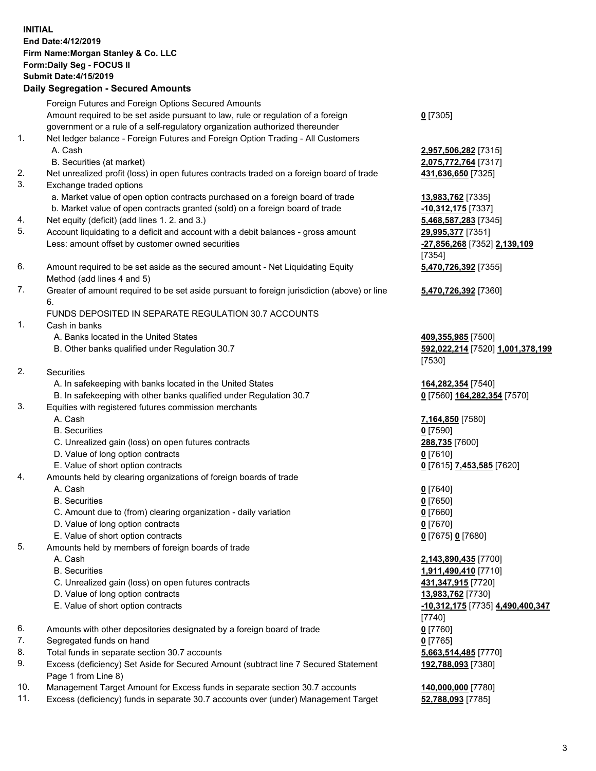**INITIAL**
**End Date:4/12/2019**
**Firm Name:Morgan Stanley & Co. LLC**
**Form:Daily Seg - FOCUS II**
**Submit Date:4/15/2019**

## Daily Segregation - Secured Amounts

| | | |
|---|---|---|
| | Foreign Futures and Foreign Options Secured Amounts | |
| | Amount required to be set aside pursuant to law, rule or regulation of a foreign government or a rule of a self-regulatory organization authorized thereunder | **0** [7305] |
| 1. | Net ledger balance - Foreign Futures and Foreign Option Trading - All Customers | |
| | A. Cash | **2,957,506,282** [7315] |
| | B. Securities (at market) | **2,075,772,764** [7317] |
| 2. | Net unrealized profit (loss) in open futures contracts traded on a foreign board of trade | **431,636,650** [7325] |
| 3. | Exchange traded options | |
| | a. Market value of open option contracts purchased on a foreign board of trade | **13,983,762** [7335] |
| | b. Market value of open contracts granted (sold) on a foreign board of trade | **-10,312,175** [7337] |
| 4. | Net equity (deficit) (add lines 1. 2. and 3.) | **5,468,587,283** [7345] |
| 5. | Account liquidating to a deficit and account with a debit balances - gross amount | **29,995,377** [7351] |
| | Less: amount offset by customer owned securities | **-27,856,268** [7352] **2,139,109** [7354] |
| 6. | Amount required to be set aside as the secured amount - Net Liquidating Equity Method (add lines 4 and 5) | **5,470,726,392** [7355] |
| 7. | Greater of amount required to be set aside pursuant to foreign jurisdiction (above) or line 6. | **5,470,726,392** [7360] |
| | FUNDS DEPOSITED IN SEPARATE REGULATION 30.7 ACCOUNTS | |
| 1. | Cash in banks | |
| | A. Banks located in the United States | **409,355,985** [7500] |
| | B. Other banks qualified under Regulation 30.7 | **592,022,214** [7520] **1,001,378,199** [7530] |
| 2. | Securities | |
| | A. In safekeeping with banks located in the United States | **164,282,354** [7540] |
| | B. In safekeeping with other banks qualified under Regulation 30.7 | **0** [7560] **164,282,354** [7570] |
| 3. | Equities with registered futures commission merchants | |
| | A. Cash | **7,164,850** [7580] |
| | B. Securities | **0** [7590] |
| | C. Unrealized gain (loss) on open futures contracts | **288,735** [7600] |
| | D. Value of long option contracts | **0** [7610] |
| | E. Value of short option contracts | **0** [7615] **7,453,585** [7620] |
| 4. | Amounts held by clearing organizations of foreign boards of trade | |
| | A. Cash | **0** [7640] |
| | B. Securities | **0** [7650] |
| | C. Amount due to (from) clearing organization - daily variation | **0** [7660] |
| | D. Value of long option contracts | **0** [7670] |
| | E. Value of short option contracts | **0** [7675] **0** [7680] |
| 5. | Amounts held by members of foreign boards of trade | |
| | A. Cash | **2,143,890,435** [7700] |
| | B. Securities | **1,911,490,410** [7710] |
| | C. Unrealized gain (loss) on open futures contracts | **431,347,915** [7720] |
| | D. Value of long option contracts | **13,983,762** [7730] |
| | E. Value of short option contracts | **-10,312,175** [7735] **4,490,400,347** [7740] |
| 6. | Amounts with other depositories designated by a foreign board of trade | **0** [7760] |
| 7. | Segregated funds on hand | **0** [7765] |
| 8. | Total funds in separate section 30.7 accounts | **5,663,514,485** [7770] |
| 9. | Excess (deficiency) Set Aside for Secured Amount (subtract line 7 Secured Statement Page 1 from Line 8) | **192,788,093** [7380] |
| 10. | Management Target Amount for Excess funds in separate section 30.7 accounts | **140,000,000** [7780] |
| 11. | Excess (deficiency) funds in separate 30.7 accounts over (under) Management Target | **52,788,093** [7785] |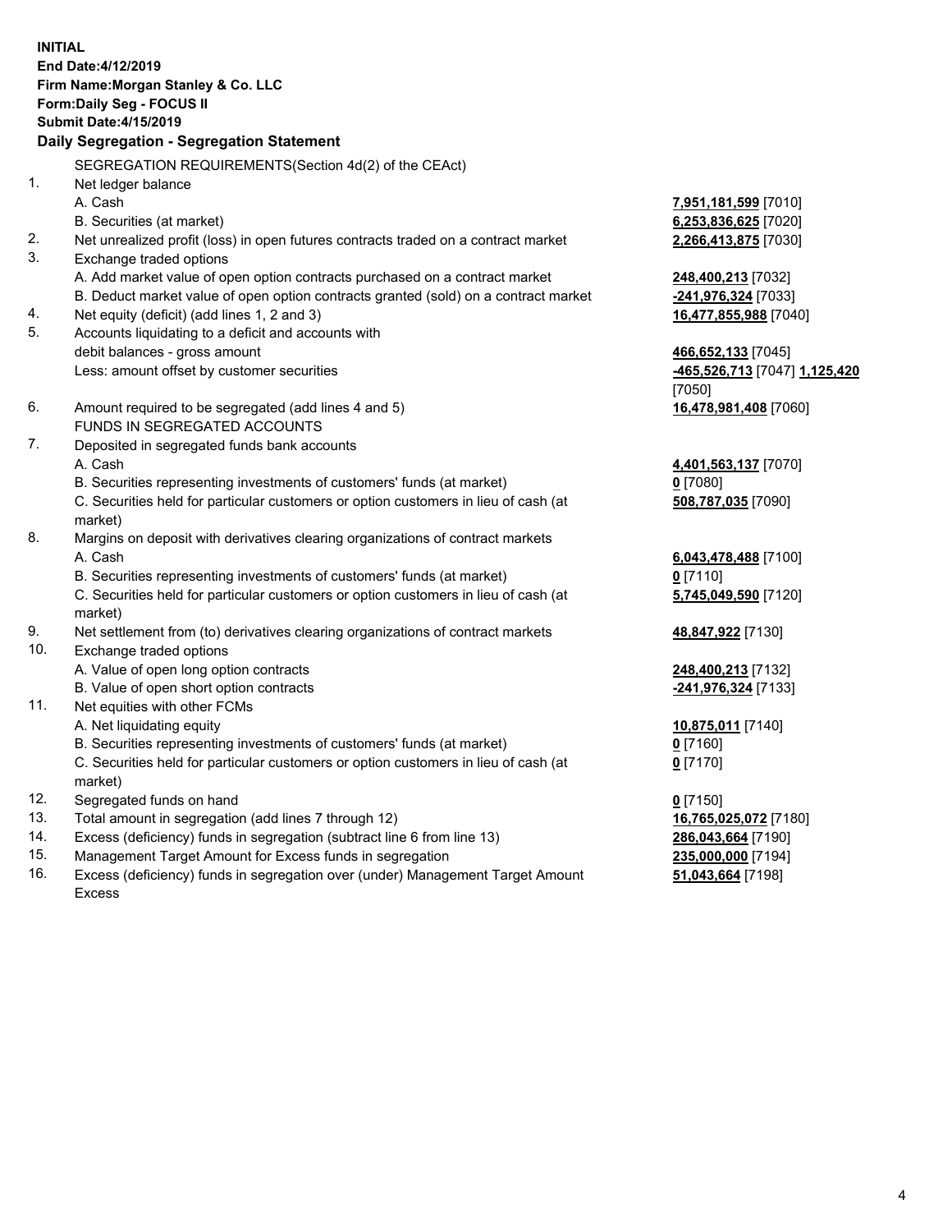**INITIAL**
**End Date:4/12/2019**
**Firm Name:Morgan Stanley & Co. LLC**
**Form:Daily Seg - FOCUS II**
**Submit Date:4/15/2019**

**Daily Segregation - Segregation Statement**

SEGREGATION REQUIREMENTS(Section 4d(2) of the CEAct)

| | | |
|---|---|---|
| 1. | Net ledger balance | |
| | A. Cash | **7,951,181,599** [7010] |
| | B. Securities (at market) | **6,253,836,625** [7020] |
| 2. | Net unrealized profit (loss) in open futures contracts traded on a contract market | **2,266,413,875** [7030] |
| 3. | Exchange traded options | |
| | A. Add market value of open option contracts purchased on a contract market | **248,400,213** [7032] |
| | B. Deduct market value of open option contracts granted (sold) on a contract market | **-241,976,324** [7033] |
| 4. | Net equity (deficit) (add lines 1, 2 and 3) | **16,477,855,988** [7040] |
| 5. | Accounts liquidating to a deficit and accounts with debit balances - gross amount | **466,652,133** [7045] |
| | Less: amount offset by customer securities | **-465,526,713** [7047] **1,125,420** [7050] |
| 6. | Amount required to be segregated (add lines 4 and 5) | **16,478,981,408** [7060] |
| | FUNDS IN SEGREGATED ACCOUNTS | |
| 7. | Deposited in segregated funds bank accounts | |
| | A. Cash | **4,401,563,137** [7070] |
| | B. Securities representing investments of customers' funds (at market) | **0** [7080] |
| | C. Securities held for particular customers or option customers in lieu of cash (at market) | **508,787,035** [7090] |
| 8. | Margins on deposit with derivatives clearing organizations of contract markets | |
| | A. Cash | **6,043,478,488** [7100] |
| | B. Securities representing investments of customers' funds (at market) | **0** [7110] |
| | C. Securities held for particular customers or option customers in lieu of cash (at market) | **5,745,049,590** [7120] |
| 9. | Net settlement from (to) derivatives clearing organizations of contract markets | **48,847,922** [7130] |
| 10. | Exchange traded options | |
| | A. Value of open long option contracts | **248,400,213** [7132] |
| | B. Value of open short option contracts | **-241,976,324** [7133] |
| 11. | Net equities with other FCMs | |
| | A. Net liquidating equity | **10,875,011** [7140] |
| | B. Securities representing investments of customers' funds (at market) | **0** [7160] |
| | C. Securities held for particular customers or option customers in lieu of cash (at market) | **0** [7170] |
| 12. | Segregated funds on hand | **0** [7150] |
| 13. | Total amount in segregation (add lines 7 through 12) | **16,765,025,072** [7180] |
| 14. | Excess (deficiency) funds in segregation (subtract line 6 from line 13) | **286,043,664** [7190] |
| 15. | Management Target Amount for Excess funds in segregation | **235,000,000** [7194] |
| 16. | Excess (deficiency) funds in segregation over (under) Management Target Amount Excess | **51,043,664** [7198] |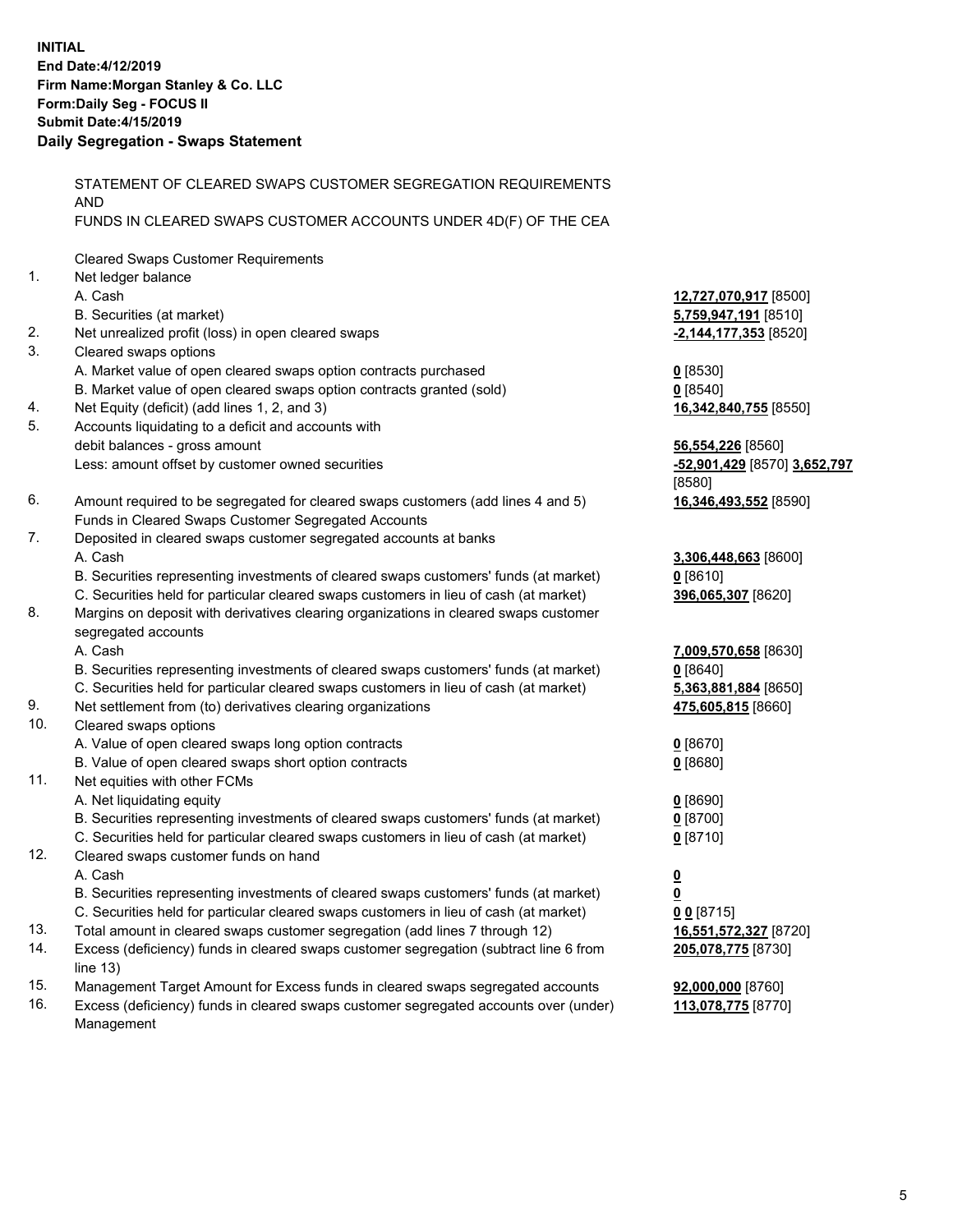**INITIAL**
**End Date:4/12/2019**
**Firm Name:Morgan Stanley & Co. LLC**
**Form:Daily Seg - FOCUS II**
**Submit Date:4/15/2019**
**Daily Segregation - Swaps Statement**

STATEMENT OF CLEARED SWAPS CUSTOMER SEGREGATION REQUIREMENTS AND FUNDS IN CLEARED SWAPS CUSTOMER ACCOUNTS UNDER 4D(F) OF THE CEA

| | | |
|---|---|---|
| | Cleared Swaps Customer Requirements | |
| 1. | Net ledger balance | |
| | A. Cash | **12,727,070,917** [8500] |
| | B. Securities (at market) | **5,759,947,191** [8510] |
| 2. | Net unrealized profit (loss) in open cleared swaps | **-2,144,177,353** [8520] |
| 3. | Cleared swaps options | |
| | A. Market value of open cleared swaps option contracts purchased | **0** [8530] |
| | B. Market value of open cleared swaps option contracts granted (sold) | **0** [8540] |
| 4. | Net Equity (deficit) (add lines 1, 2, and 3) | **16,342,840,755** [8550] |
| 5. | Accounts liquidating to a deficit and accounts with debit balances - gross amount | **56,554,226** [8560] |
| | Less: amount offset by customer owned securities | **-52,901,429** [8570] **3,652,797** [8580] |
| 6. | Amount required to be segregated for cleared swaps customers (add lines 4 and 5) | **16,346,493,552** [8590] |
| | Funds in Cleared Swaps Customer Segregated Accounts | |
| 7. | Deposited in cleared swaps customer segregated accounts at banks | |
| | A. Cash | **3,306,448,663** [8600] |
| | B. Securities representing investments of cleared swaps customers' funds (at market) | **0** [8610] |
| | C. Securities held for particular cleared swaps customers in lieu of cash (at market) | **396,065,307** [8620] |
| 8. | Margins on deposit with derivatives clearing organizations in cleared swaps customer segregated accounts | |
| | A. Cash | **7,009,570,658** [8630] |
| | B. Securities representing investments of cleared swaps customers' funds (at market) | **0** [8640] |
| | C. Securities held for particular cleared swaps customers in lieu of cash (at market) | **5,363,881,884** [8650] |
| 9. | Net settlement from (to) derivatives clearing organizations | **475,605,815** [8660] |
| 10. | Cleared swaps options | |
| | A. Value of open cleared swaps long option contracts | **0** [8670] |
| | B. Value of open cleared swaps short option contracts | **0** [8680] |
| 11. | Net equities with other FCMs | |
| | A. Net liquidating equity | **0** [8690] |
| | B. Securities representing investments of cleared swaps customers' funds (at market) | **0** [8700] |
| | C. Securities held for particular cleared swaps customers in lieu of cash (at market) | **0** [8710] |
| 12. | Cleared swaps customer funds on hand | |
| | A. Cash | **0** |
| | B. Securities representing investments of cleared swaps customers' funds (at market) | **0** |
| | C. Securities held for particular cleared swaps customers in lieu of cash (at market) | **0** **0** [8715] |
| 13. | Total amount in cleared swaps customer segregation (add lines 7 through 12) | **16,551,572,327** [8720] |
| 14. | Excess (deficiency) funds in cleared swaps customer segregation (subtract line 6 from line 13) | **205,078,775** [8730] |
| 15. | Management Target Amount for Excess funds in cleared swaps segregated accounts | **92,000,000** [8760] |
| 16. | Excess (deficiency) funds in cleared swaps customer segregated accounts over (under) Management | **113,078,775** [8770] |